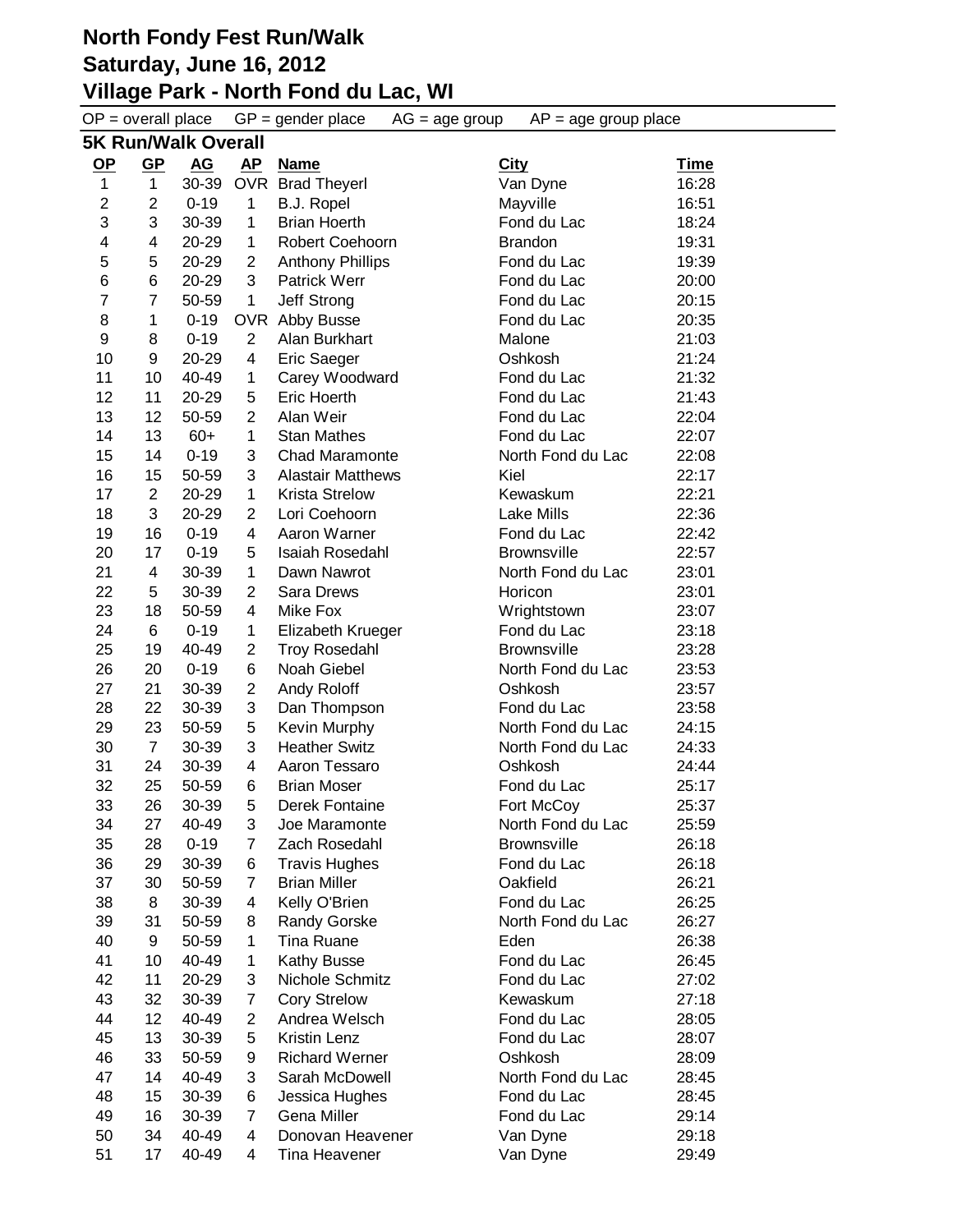# North Fondy Fest Run/Walk
## Saturday, June 16, 2012
## Village Park - North Fond du Lac, WI

OP = overall place   GP = gender place   AG = age group   AP = age group place

### 5K Run/Walk Overall

| OP | GP | AG | AP | Name | City | Time |
|---|---|---|---|---|---|---|
| 1 | 1 | 30-39 | OVR | Brad Theyerl | Van Dyne | 16:28 |
| 2 | 2 | 0-19 | 1 | B.J. Ropel | Mayville | 16:51 |
| 3 | 3 | 30-39 | 1 | Brian Hoerth | Fond du Lac | 18:24 |
| 4 | 4 | 20-29 | 1 | Robert Coehoorn | Brandon | 19:31 |
| 5 | 5 | 20-29 | 2 | Anthony Phillips | Fond du Lac | 19:39 |
| 6 | 6 | 20-29 | 3 | Patrick Werr | Fond du Lac | 20:00 |
| 7 | 7 | 50-59 | 1 | Jeff Strong | Fond du Lac | 20:15 |
| 8 | 1 | 0-19 | OVR | Abby Busse | Fond du Lac | 20:35 |
| 9 | 8 | 0-19 | 2 | Alan Burkhart | Malone | 21:03 |
| 10 | 9 | 20-29 | 4 | Eric Saeger | Oshkosh | 21:24 |
| 11 | 10 | 40-49 | 1 | Carey Woodward | Fond du Lac | 21:32 |
| 12 | 11 | 20-29 | 5 | Eric Hoerth | Fond du Lac | 21:43 |
| 13 | 12 | 50-59 | 2 | Alan Weir | Fond du Lac | 22:04 |
| 14 | 13 | 60+ | 1 | Stan Mathes | Fond du Lac | 22:07 |
| 15 | 14 | 0-19 | 3 | Chad Maramonte | North Fond du Lac | 22:08 |
| 16 | 15 | 50-59 | 3 | Alastair Matthews | Kiel | 22:17 |
| 17 | 2 | 20-29 | 1 | Krista Strelow | Kewaskum | 22:21 |
| 18 | 3 | 20-29 | 2 | Lori Coehoorn | Lake Mills | 22:36 |
| 19 | 16 | 0-19 | 4 | Aaron Warner | Fond du Lac | 22:42 |
| 20 | 17 | 0-19 | 5 | Isaiah Rosedahl | Brownsville | 22:57 |
| 21 | 4 | 30-39 | 1 | Dawn Nawrot | North Fond du Lac | 23:01 |
| 22 | 5 | 30-39 | 2 | Sara Drews | Horicon | 23:01 |
| 23 | 18 | 50-59 | 4 | Mike Fox | Wrightstown | 23:07 |
| 24 | 6 | 0-19 | 1 | Elizabeth Krueger | Fond du Lac | 23:18 |
| 25 | 19 | 40-49 | 2 | Troy Rosedahl | Brownsville | 23:28 |
| 26 | 20 | 0-19 | 6 | Noah Giebel | North Fond du Lac | 23:53 |
| 27 | 21 | 30-39 | 2 | Andy Roloff | Oshkosh | 23:57 |
| 28 | 22 | 30-39 | 3 | Dan Thompson | Fond du Lac | 23:58 |
| 29 | 23 | 50-59 | 5 | Kevin Murphy | North Fond du Lac | 24:15 |
| 30 | 7 | 30-39 | 3 | Heather Switz | North Fond du Lac | 24:33 |
| 31 | 24 | 30-39 | 4 | Aaron Tessaro | Oshkosh | 24:44 |
| 32 | 25 | 50-59 | 6 | Brian Moser | Fond du Lac | 25:17 |
| 33 | 26 | 30-39 | 5 | Derek Fontaine | Fort McCoy | 25:37 |
| 34 | 27 | 40-49 | 3 | Joe Maramonte | North Fond du Lac | 25:59 |
| 35 | 28 | 0-19 | 7 | Zach Rosedahl | Brownsville | 26:18 |
| 36 | 29 | 30-39 | 6 | Travis Hughes | Fond du Lac | 26:18 |
| 37 | 30 | 50-59 | 7 | Brian Miller | Oakfield | 26:21 |
| 38 | 8 | 30-39 | 4 | Kelly O'Brien | Fond du Lac | 26:25 |
| 39 | 31 | 50-59 | 8 | Randy Gorske | North Fond du Lac | 26:27 |
| 40 | 9 | 50-59 | 1 | Tina Ruane | Eden | 26:38 |
| 41 | 10 | 40-49 | 1 | Kathy Busse | Fond du Lac | 26:45 |
| 42 | 11 | 20-29 | 3 | Nichole Schmitz | Fond du Lac | 27:02 |
| 43 | 32 | 30-39 | 7 | Cory Strelow | Kewaskum | 27:18 |
| 44 | 12 | 40-49 | 2 | Andrea Welsch | Fond du Lac | 28:05 |
| 45 | 13 | 30-39 | 5 | Kristin Lenz | Fond du Lac | 28:07 |
| 46 | 33 | 50-59 | 9 | Richard Werner | Oshkosh | 28:09 |
| 47 | 14 | 40-49 | 3 | Sarah McDowell | North Fond du Lac | 28:45 |
| 48 | 15 | 30-39 | 6 | Jessica Hughes | Fond du Lac | 28:45 |
| 49 | 16 | 30-39 | 7 | Gena Miller | Fond du Lac | 29:14 |
| 50 | 34 | 40-49 | 4 | Donovan Heavener | Van Dyne | 29:18 |
| 51 | 17 | 40-49 | 4 | Tina Heavener | Van Dyne | 29:49 |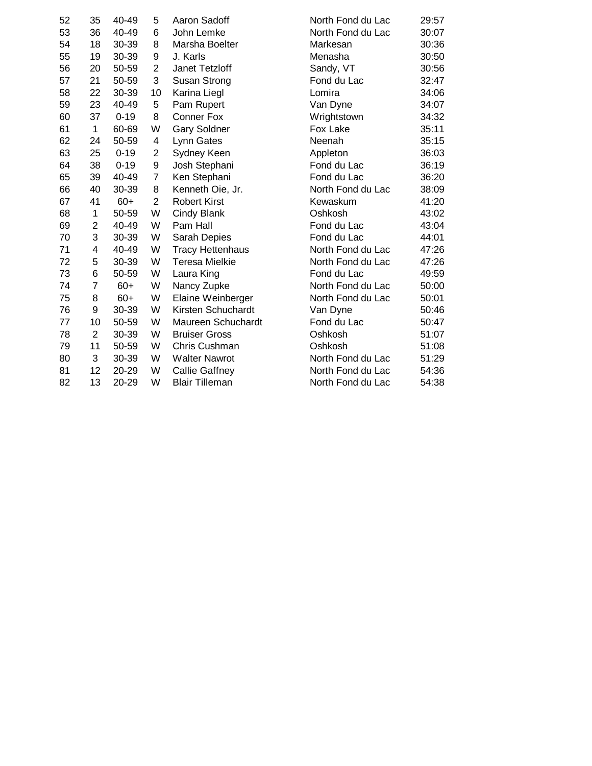| | | | | | | |
|---|---|---|---|---|---|---|
| 52 | 35 | 40-49 | 5 | Aaron Sadoff | North Fond du Lac | 29:57 |
| 53 | 36 | 40-49 | 6 | John Lemke | North Fond du Lac | 30:07 |
| 54 | 18 | 30-39 | 8 | Marsha Boelter | Markesan | 30:36 |
| 55 | 19 | 30-39 | 9 | J. Karls | Menasha | 30:50 |
| 56 | 20 | 50-59 | 2 | Janet Tetzloff | Sandy, VT | 30:56 |
| 57 | 21 | 50-59 | 3 | Susan Strong | Fond du Lac | 32:47 |
| 58 | 22 | 30-39 | 10 | Karina Liegl | Lomira | 34:06 |
| 59 | 23 | 40-49 | 5 | Pam Rupert | Van Dyne | 34:07 |
| 60 | 37 | 0-19 | 8 | Conner Fox | Wrightstown | 34:32 |
| 61 | 1 | 60-69 | W | Gary Soldner | Fox Lake | 35:11 |
| 62 | 24 | 50-59 | 4 | Lynn Gates | Neenah | 35:15 |
| 63 | 25 | 0-19 | 2 | Sydney Keen | Appleton | 36:03 |
| 64 | 38 | 0-19 | 9 | Josh Stephani | Fond du Lac | 36:19 |
| 65 | 39 | 40-49 | 7 | Ken Stephani | Fond du Lac | 36:20 |
| 66 | 40 | 30-39 | 8 | Kenneth Oie, Jr. | North Fond du Lac | 38:09 |
| 67 | 41 | 60+ | 2 | Robert Kirst | Kewaskum | 41:20 |
| 68 | 1 | 50-59 | W | Cindy Blank | Oshkosh | 43:02 |
| 69 | 2 | 40-49 | W | Pam Hall | Fond du Lac | 43:04 |
| 70 | 3 | 30-39 | W | Sarah Depies | Fond du Lac | 44:01 |
| 71 | 4 | 40-49 | W | Tracy Hettenhaus | North Fond du Lac | 47:26 |
| 72 | 5 | 30-39 | W | Teresa Mielkie | North Fond du Lac | 47:26 |
| 73 | 6 | 50-59 | W | Laura King | Fond du Lac | 49:59 |
| 74 | 7 | 60+ | W | Nancy Zupke | North Fond du Lac | 50:00 |
| 75 | 8 | 60+ | W | Elaine Weinberger | North Fond du Lac | 50:01 |
| 76 | 9 | 30-39 | W | Kirsten Schuchardt | Van Dyne | 50:46 |
| 77 | 10 | 50-59 | W | Maureen Schuchardt | Fond du Lac | 50:47 |
| 78 | 2 | 30-39 | W | Bruiser Gross | Oshkosh | 51:07 |
| 79 | 11 | 50-59 | W | Chris Cushman | Oshkosh | 51:08 |
| 80 | 3 | 30-39 | W | Walter Nawrot | North Fond du Lac | 51:29 |
| 81 | 12 | 20-29 | W | Callie Gaffney | North Fond du Lac | 54:36 |
| 82 | 13 | 20-29 | W | Blair Tilleman | North Fond du Lac | 54:38 |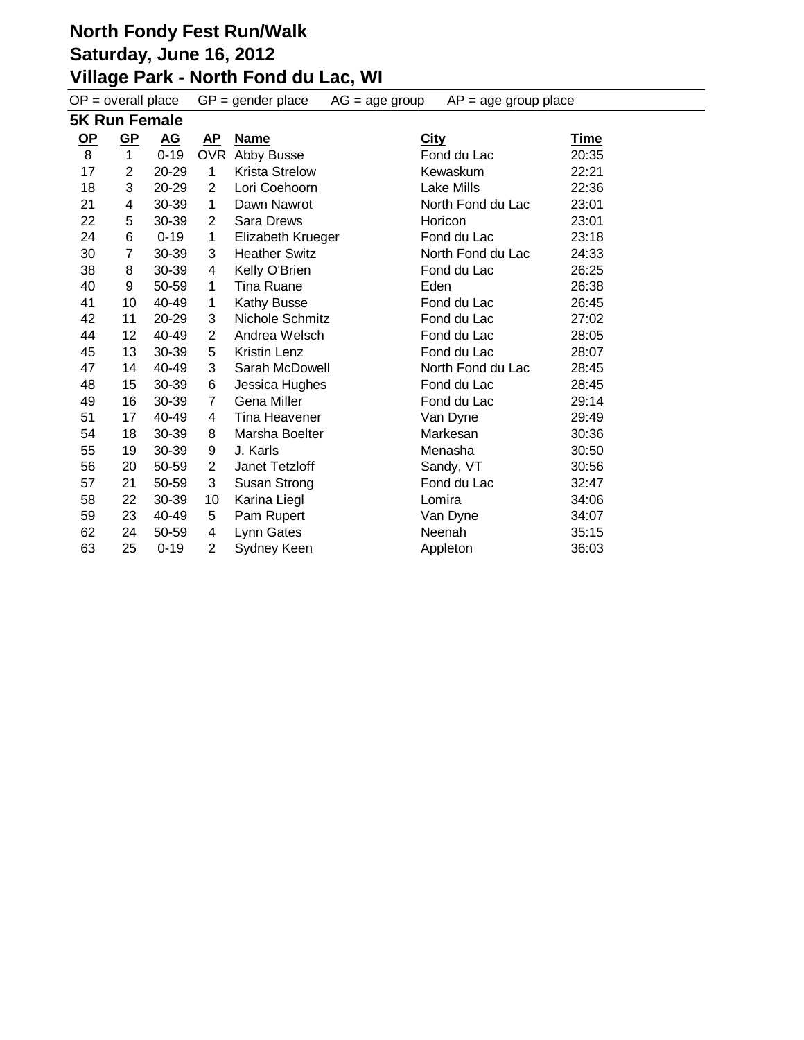# North Fondy Fest Run/Walk
# Saturday, June 16, 2012
# Village Park - North Fond du Lac, WI

OP = overall place GP = gender place AG = age group AP = age group place

## 5K Run Female

| OP | GP | AG | AP | Name | City | Time |
|---|---|---|---|---|---|---|
| 8 | 1 | 0-19 | OVR | Abby Busse | Fond du Lac | 20:35 |
| 17 | 2 | 20-29 | 1 | Krista Strelow | Kewaskum | 22:21 |
| 18 | 3 | 20-29 | 2 | Lori Coehoorn | Lake Mills | 22:36 |
| 21 | 4 | 30-39 | 1 | Dawn Nawrot | North Fond du Lac | 23:01 |
| 22 | 5 | 30-39 | 2 | Sara Drews | Horicon | 23:01 |
| 24 | 6 | 0-19 | 1 | Elizabeth Krueger | Fond du Lac | 23:18 |
| 30 | 7 | 30-39 | 3 | Heather Switz | North Fond du Lac | 24:33 |
| 38 | 8 | 30-39 | 4 | Kelly O'Brien | Fond du Lac | 26:25 |
| 40 | 9 | 50-59 | 1 | Tina Ruane | Eden | 26:38 |
| 41 | 10 | 40-49 | 1 | Kathy Busse | Fond du Lac | 26:45 |
| 42 | 11 | 20-29 | 3 | Nichole Schmitz | Fond du Lac | 27:02 |
| 44 | 12 | 40-49 | 2 | Andrea Welsch | Fond du Lac | 28:05 |
| 45 | 13 | 30-39 | 5 | Kristin Lenz | Fond du Lac | 28:07 |
| 47 | 14 | 40-49 | 3 | Sarah McDowell | North Fond du Lac | 28:45 |
| 48 | 15 | 30-39 | 6 | Jessica Hughes | Fond du Lac | 28:45 |
| 49 | 16 | 30-39 | 7 | Gena Miller | Fond du Lac | 29:14 |
| 51 | 17 | 40-49 | 4 | Tina Heavener | Van Dyne | 29:49 |
| 54 | 18 | 30-39 | 8 | Marsha Boelter | Markesan | 30:36 |
| 55 | 19 | 30-39 | 9 | J. Karls | Menasha | 30:50 |
| 56 | 20 | 50-59 | 2 | Janet Tetzloff | Sandy, VT | 30:56 |
| 57 | 21 | 50-59 | 3 | Susan Strong | Fond du Lac | 32:47 |
| 58 | 22 | 30-39 | 10 | Karina Liegl | Lomira | 34:06 |
| 59 | 23 | 40-49 | 5 | Pam Rupert | Van Dyne | 34:07 |
| 62 | 24 | 50-59 | 4 | Lynn Gates | Neenah | 35:15 |
| 63 | 25 | 0-19 | 2 | Sydney Keen | Appleton | 36:03 |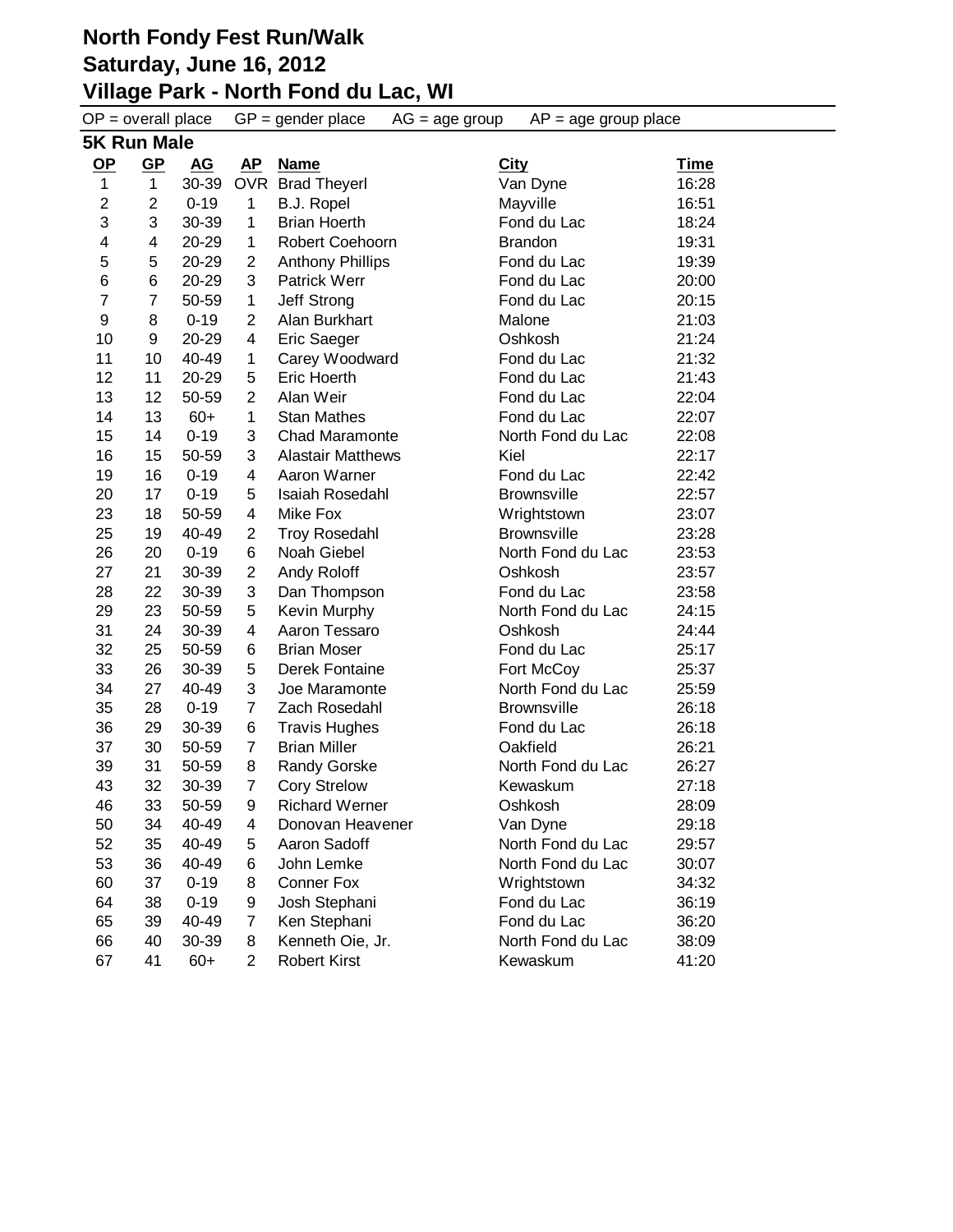# North Fondy Fest Run/Walk

## Saturday, June 16, 2012

## Village Park - North Fond du Lac, WI

OP = overall place GP = gender place AG = age group AP = age group place

### 5K Run Male

| OP | GP | AG | AP | Name | City | Time |
|---|---|---|---|---|---|---|
| 1 | 1 | 30-39 | OVR | Brad Theyerl | Van Dyne | 16:28 |
| 2 | 2 | 0-19 | 1 | B.J. Ropel | Mayville | 16:51 |
| 3 | 3 | 30-39 | 1 | Brian Hoerth | Fond du Lac | 18:24 |
| 4 | 4 | 20-29 | 1 | Robert Coehoorn | Brandon | 19:31 |
| 5 | 5 | 20-29 | 2 | Anthony Phillips | Fond du Lac | 19:39 |
| 6 | 6 | 20-29 | 3 | Patrick Werr | Fond du Lac | 20:00 |
| 7 | 7 | 50-59 | 1 | Jeff Strong | Fond du Lac | 20:15 |
| 9 | 8 | 0-19 | 2 | Alan Burkhart | Malone | 21:03 |
| 10 | 9 | 20-29 | 4 | Eric Saeger | Oshkosh | 21:24 |
| 11 | 10 | 40-49 | 1 | Carey Woodward | Fond du Lac | 21:32 |
| 12 | 11 | 20-29 | 5 | Eric Hoerth | Fond du Lac | 21:43 |
| 13 | 12 | 50-59 | 2 | Alan Weir | Fond du Lac | 22:04 |
| 14 | 13 | 60+ | 1 | Stan Mathes | Fond du Lac | 22:07 |
| 15 | 14 | 0-19 | 3 | Chad Maramonte | North Fond du Lac | 22:08 |
| 16 | 15 | 50-59 | 3 | Alastair Matthews | Kiel | 22:17 |
| 19 | 16 | 0-19 | 4 | Aaron Warner | Fond du Lac | 22:42 |
| 20 | 17 | 0-19 | 5 | Isaiah Rosedahl | Brownsville | 22:57 |
| 23 | 18 | 50-59 | 4 | Mike Fox | Wrightstown | 23:07 |
| 25 | 19 | 40-49 | 2 | Troy Rosedahl | Brownsville | 23:28 |
| 26 | 20 | 0-19 | 6 | Noah Giebel | North Fond du Lac | 23:53 |
| 27 | 21 | 30-39 | 2 | Andy Roloff | Oshkosh | 23:57 |
| 28 | 22 | 30-39 | 3 | Dan Thompson | Fond du Lac | 23:58 |
| 29 | 23 | 50-59 | 5 | Kevin Murphy | North Fond du Lac | 24:15 |
| 31 | 24 | 30-39 | 4 | Aaron Tessaro | Oshkosh | 24:44 |
| 32 | 25 | 50-59 | 6 | Brian Moser | Fond du Lac | 25:17 |
| 33 | 26 | 30-39 | 5 | Derek Fontaine | Fort McCoy | 25:37 |
| 34 | 27 | 40-49 | 3 | Joe Maramonte | North Fond du Lac | 25:59 |
| 35 | 28 | 0-19 | 7 | Zach Rosedahl | Brownsville | 26:18 |
| 36 | 29 | 30-39 | 6 | Travis Hughes | Fond du Lac | 26:18 |
| 37 | 30 | 50-59 | 7 | Brian Miller | Oakfield | 26:21 |
| 39 | 31 | 50-59 | 8 | Randy Gorske | North Fond du Lac | 26:27 |
| 43 | 32 | 30-39 | 7 | Cory Strelow | Kewaskum | 27:18 |
| 46 | 33 | 50-59 | 9 | Richard Werner | Oshkosh | 28:09 |
| 50 | 34 | 40-49 | 4 | Donovan Heavener | Van Dyne | 29:18 |
| 52 | 35 | 40-49 | 5 | Aaron Sadoff | North Fond du Lac | 29:57 |
| 53 | 36 | 40-49 | 6 | John Lemke | North Fond du Lac | 30:07 |
| 60 | 37 | 0-19 | 8 | Conner Fox | Wrightstown | 34:32 |
| 64 | 38 | 0-19 | 9 | Josh Stephani | Fond du Lac | 36:19 |
| 65 | 39 | 40-49 | 7 | Ken Stephani | Fond du Lac | 36:20 |
| 66 | 40 | 30-39 | 8 | Kenneth Oie, Jr. | North Fond du Lac | 38:09 |
| 67 | 41 | 60+ | 2 | Robert Kirst | Kewaskum | 41:20 |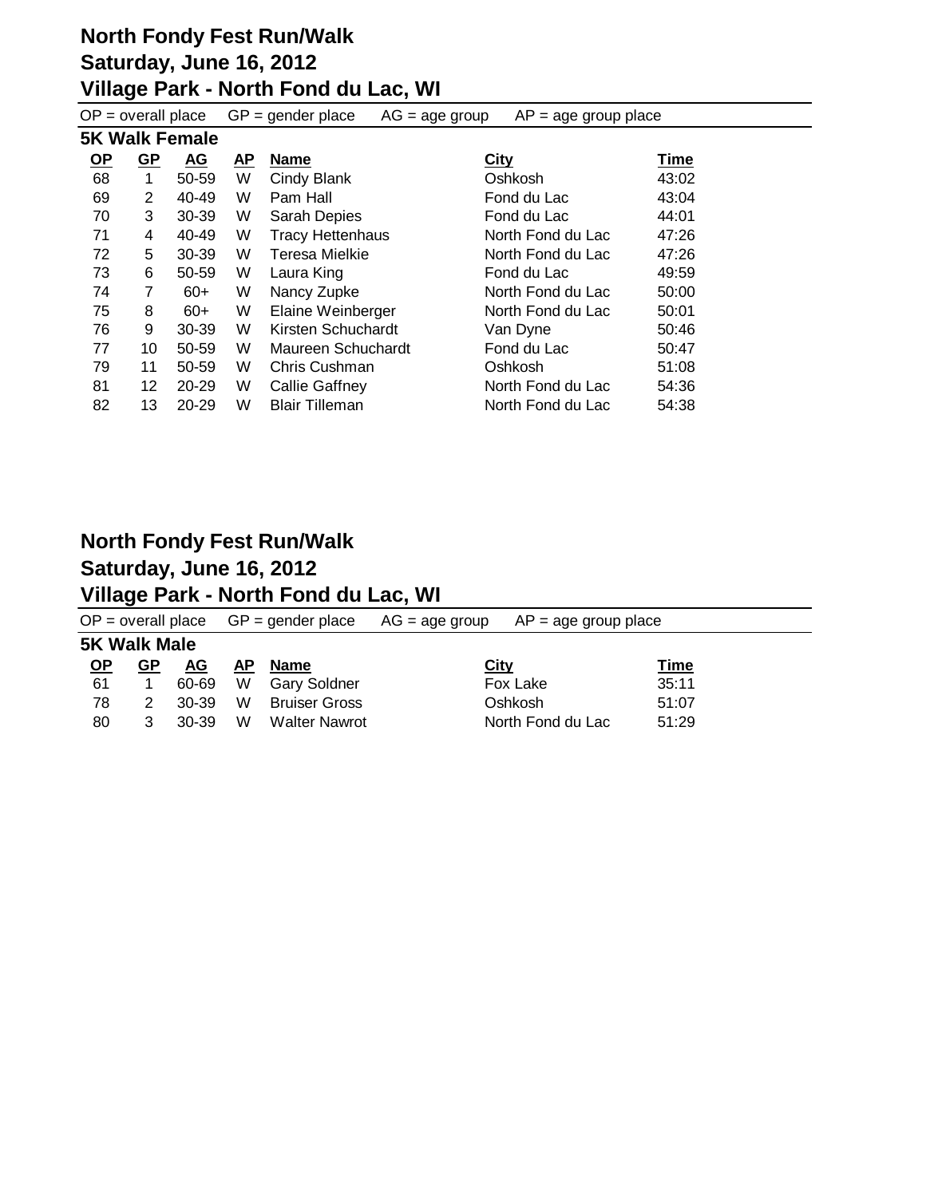# North Fondy Fest Run/Walk
## Saturday, June 16, 2012
## Village Park - North Fond du Lac, WI

OP = overall place GP = gender place AG = age group AP = age group place

### 5K Walk Female

| OP | GP | AG | AP | Name | City | Time |
|---|---|---|---|---|---|---|
| 68 | 1 | 50-59 | W | Cindy Blank | Oshkosh | 43:02 |
| 69 | 2 | 40-49 | W | Pam Hall | Fond du Lac | 43:04 |
| 70 | 3 | 30-39 | W | Sarah Depies | Fond du Lac | 44:01 |
| 71 | 4 | 40-49 | W | Tracy Hettenhaus | North Fond du Lac | 47:26 |
| 72 | 5 | 30-39 | W | Teresa Mielkie | North Fond du Lac | 47:26 |
| 73 | 6 | 50-59 | W | Laura King | Fond du Lac | 49:59 |
| 74 | 7 | 60+ | W | Nancy Zupke | North Fond du Lac | 50:00 |
| 75 | 8 | 60+ | W | Elaine Weinberger | North Fond du Lac | 50:01 |
| 76 | 9 | 30-39 | W | Kirsten Schuchardt | Van Dyne | 50:46 |
| 77 | 10 | 50-59 | W | Maureen Schuchardt | Fond du Lac | 50:47 |
| 79 | 11 | 50-59 | W | Chris Cushman | Oshkosh | 51:08 |
| 81 | 12 | 20-29 | W | Callie Gaffney | North Fond du Lac | 54:36 |
| 82 | 13 | 20-29 | W | Blair Tilleman | North Fond du Lac | 54:38 |

# North Fondy Fest Run/Walk
## Saturday, June 16, 2012
## Village Park - North Fond du Lac, WI

OP = overall place GP = gender place AG = age group AP = age group place

### 5K Walk Male

| OP | GP | AG | AP | Name | City | Time |
|---|---|---|---|---|---|---|
| 61 | 1 | 60-69 | W | Gary Soldner | Fox Lake | 35:11 |
| 78 | 2 | 30-39 | W | Bruiser Gross | Oshkosh | 51:07 |
| 80 | 3 | 30-39 | W | Walter Nawrot | North Fond du Lac | 51:29 |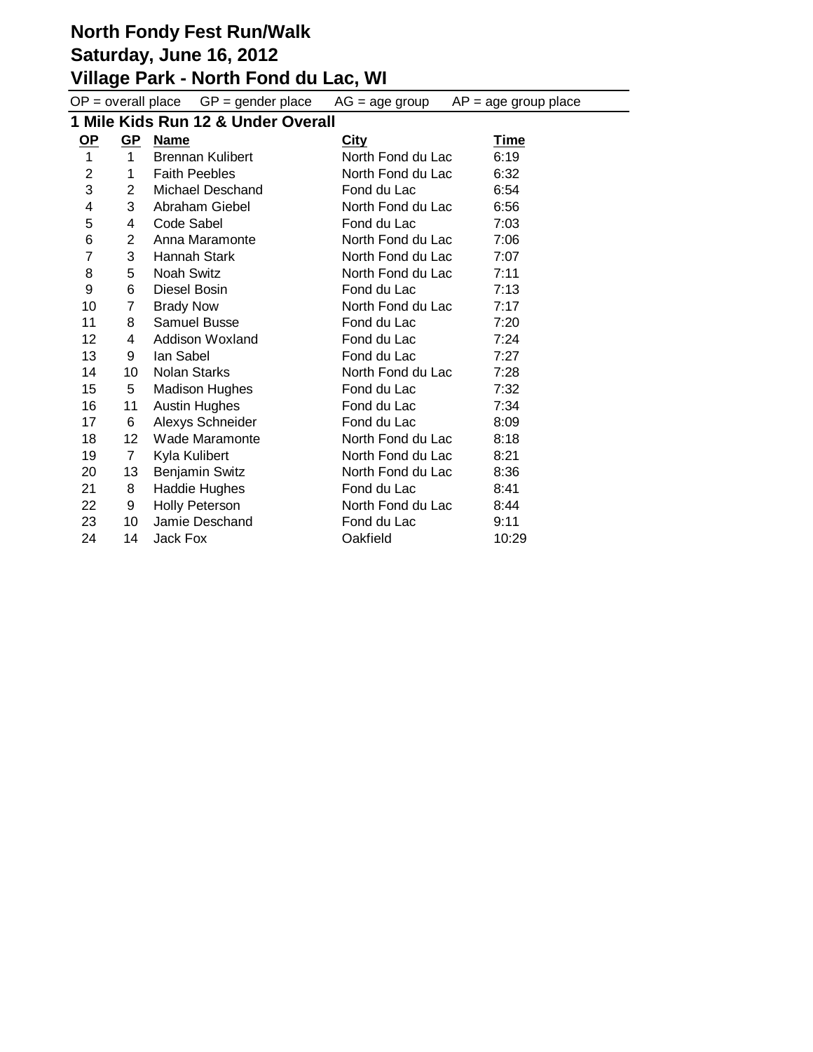# North Fondy Fest Run/Walk

# Saturday, June 16, 2012

# Village Park - North Fond du Lac, WI

OP = overall place GP = gender place AG = age group AP = age group place

## 1 Mile Kids Run 12 & Under Overall

| OP | GP | Name | City | Time |
|---|---|---|---|---|
| 1 | 1 | Brennan Kulibert | North Fond du Lac | 6:19 |
| 2 | 1 | Faith Peebles | North Fond du Lac | 6:32 |
| 3 | 2 | Michael Deschand | Fond du Lac | 6:54 |
| 4 | 3 | Abraham Giebel | North Fond du Lac | 6:56 |
| 5 | 4 | Code Sabel | Fond du Lac | 7:03 |
| 6 | 2 | Anna Maramonte | North Fond du Lac | 7:06 |
| 7 | 3 | Hannah Stark | North Fond du Lac | 7:07 |
| 8 | 5 | Noah Switz | North Fond du Lac | 7:11 |
| 9 | 6 | Diesel Bosin | Fond du Lac | 7:13 |
| 10 | 7 | Brady Now | North Fond du Lac | 7:17 |
| 11 | 8 | Samuel Busse | Fond du Lac | 7:20 |
| 12 | 4 | Addison Woxland | Fond du Lac | 7:24 |
| 13 | 9 | Ian Sabel | Fond du Lac | 7:27 |
| 14 | 10 | Nolan Starks | North Fond du Lac | 7:28 |
| 15 | 5 | Madison Hughes | Fond du Lac | 7:32 |
| 16 | 11 | Austin Hughes | Fond du Lac | 7:34 |
| 17 | 6 | Alexys Schneider | Fond du Lac | 8:09 |
| 18 | 12 | Wade Maramonte | North Fond du Lac | 8:18 |
| 19 | 7 | Kyla Kulibert | North Fond du Lac | 8:21 |
| 20 | 13 | Benjamin Switz | North Fond du Lac | 8:36 |
| 21 | 8 | Haddie Hughes | Fond du Lac | 8:41 |
| 22 | 9 | Holly Peterson | North Fond du Lac | 8:44 |
| 23 | 10 | Jamie Deschand | Fond du Lac | 9:11 |
| 24 | 14 | Jack Fox | Oakfield | 10:29 |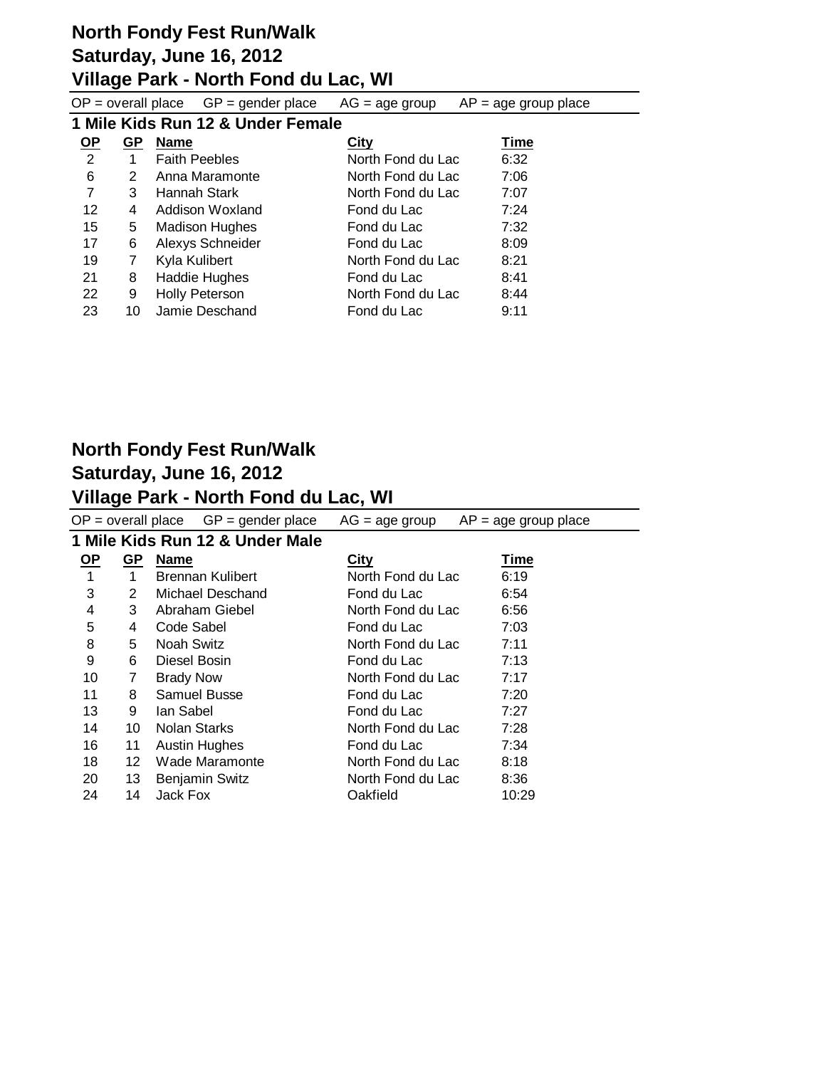# North Fondy Fest Run/Walk
## Saturday, June 16, 2012
## Village Park - North Fond du Lac, WI

OP = overall place    GP = gender place    AG = age group    AP = age group place

### 1 Mile Kids Run 12 & Under Female

| OP | GP | Name | City | Time |
|---|---|---|---|---|
| 2 | 1 | Faith Peebles | North Fond du Lac | 6:32 |
| 6 | 2 | Anna Maramonte | North Fond du Lac | 7:06 |
| 7 | 3 | Hannah Stark | North Fond du Lac | 7:07 |
| 12 | 4 | Addison Woxland | Fond du Lac | 7:24 |
| 15 | 5 | Madison Hughes | Fond du Lac | 7:32 |
| 17 | 6 | Alexys Schneider | Fond du Lac | 8:09 |
| 19 | 7 | Kyla Kulibert | North Fond du Lac | 8:21 |
| 21 | 8 | Haddie Hughes | Fond du Lac | 8:41 |
| 22 | 9 | Holly Peterson | North Fond du Lac | 8:44 |
| 23 | 10 | Jamie Deschand | Fond du Lac | 9:11 |

# North Fondy Fest Run/Walk
## Saturday, June 16, 2012
## Village Park - North Fond du Lac, WI

OP = overall place    GP = gender place    AG = age group    AP = age group place

### 1 Mile Kids Run 12 & Under Male

| OP | GP | Name | City | Time |
|---|---|---|---|---|
| 1 | 1 | Brennan Kulibert | North Fond du Lac | 6:19 |
| 3 | 2 | Michael Deschand | Fond du Lac | 6:54 |
| 4 | 3 | Abraham Giebel | North Fond du Lac | 6:56 |
| 5 | 4 | Code Sabel | Fond du Lac | 7:03 |
| 8 | 5 | Noah Switz | North Fond du Lac | 7:11 |
| 9 | 6 | Diesel Bosin | Fond du Lac | 7:13 |
| 10 | 7 | Brady Now | North Fond du Lac | 7:17 |
| 11 | 8 | Samuel Busse | Fond du Lac | 7:20 |
| 13 | 9 | Ian Sabel | Fond du Lac | 7:27 |
| 14 | 10 | Nolan Starks | North Fond du Lac | 7:28 |
| 16 | 11 | Austin Hughes | Fond du Lac | 7:34 |
| 18 | 12 | Wade Maramonte | North Fond du Lac | 8:18 |
| 20 | 13 | Benjamin Switz | North Fond du Lac | 8:36 |
| 24 | 14 | Jack Fox | Oakfield | 10:29 |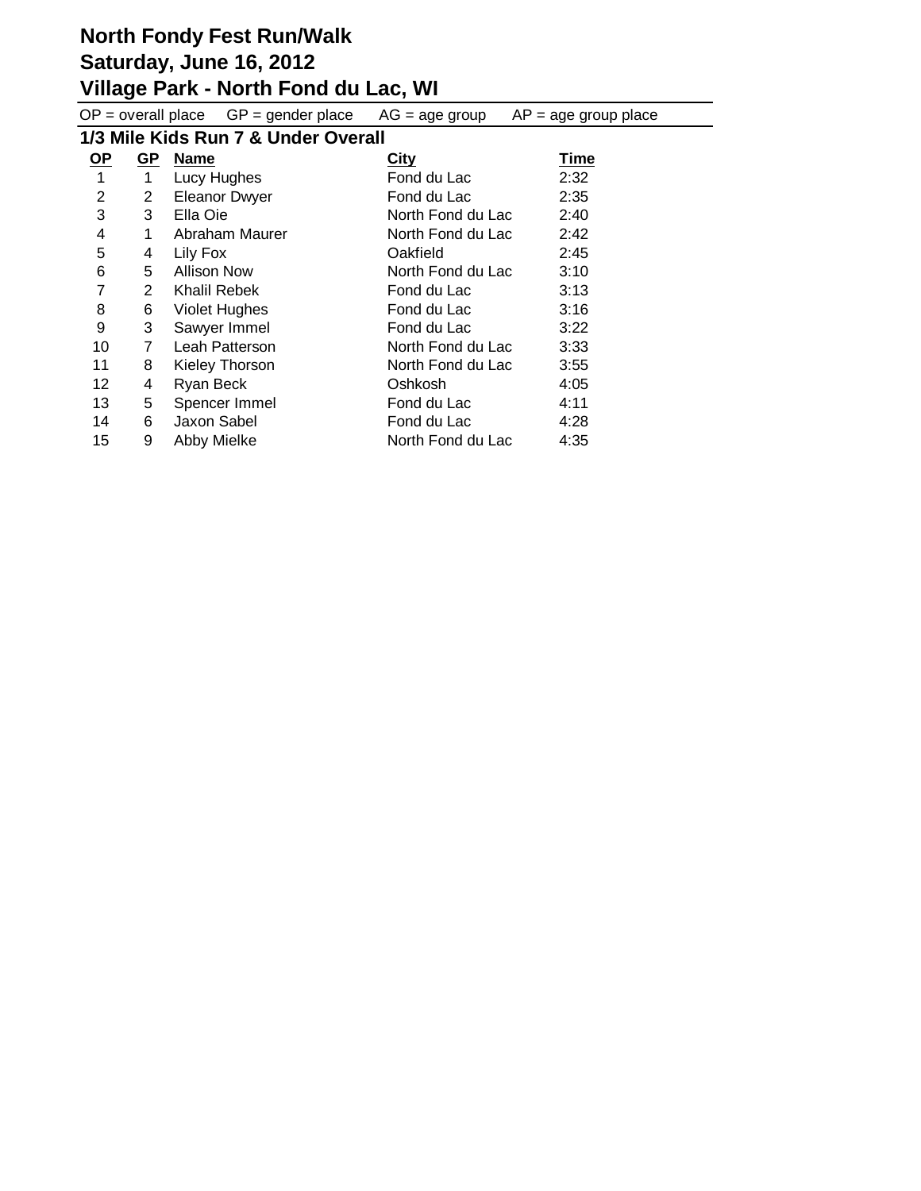# North Fondy Fest Run/Walk
# Saturday, June 16, 2012
# Village Park - North Fond du Lac, WI

OP = overall place GP = gender place AG = age group AP = age group place

## 1/3 Mile Kids Run 7 & Under Overall

| OP | GP | Name | City | Time |
|---|---|---|---|---|
| 1 | 1 | Lucy Hughes | Fond du Lac | 2:32 |
| 2 | 2 | Eleanor Dwyer | Fond du Lac | 2:35 |
| 3 | 3 | Ella Oie | North Fond du Lac | 2:40 |
| 4 | 1 | Abraham Maurer | North Fond du Lac | 2:42 |
| 5 | 4 | Lily Fox | Oakfield | 2:45 |
| 6 | 5 | Allison Now | North Fond du Lac | 3:10 |
| 7 | 2 | Khalil Rebek | Fond du Lac | 3:13 |
| 8 | 6 | Violet Hughes | Fond du Lac | 3:16 |
| 9 | 3 | Sawyer Immel | Fond du Lac | 3:22 |
| 10 | 7 | Leah Patterson | North Fond du Lac | 3:33 |
| 11 | 8 | Kieley Thorson | North Fond du Lac | 3:55 |
| 12 | 4 | Ryan Beck | Oshkosh | 4:05 |
| 13 | 5 | Spencer Immel | Fond du Lac | 4:11 |
| 14 | 6 | Jaxon Sabel | Fond du Lac | 4:28 |
| 15 | 9 | Abby Mielke | North Fond du Lac | 4:35 |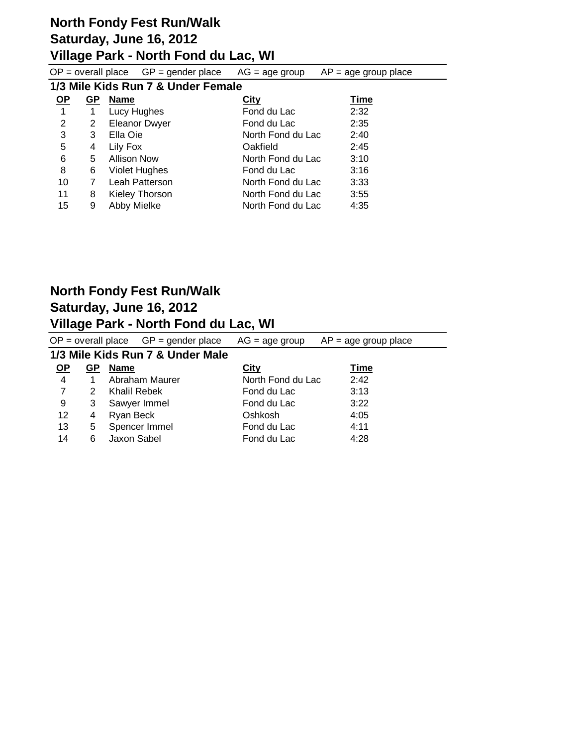# North Fondy Fest Run/Walk
## Saturday, June 16, 2012
## Village Park - North Fond du Lac, WI

OP = overall place GP = gender place AG = age group AP = age group place

### 1/3 Mile Kids Run 7 & Under Female

| OP | GP | Name | City | Time |
|---|---|---|---|---|
| 1 | 1 | Lucy Hughes | Fond du Lac | 2:32 |
| 2 | 2 | Eleanor Dwyer | Fond du Lac | 2:35 |
| 3 | 3 | Ella Oie | North Fond du Lac | 2:40 |
| 5 | 4 | Lily Fox | Oakfield | 2:45 |
| 6 | 5 | Allison Now | North Fond du Lac | 3:10 |
| 8 | 6 | Violet Hughes | Fond du Lac | 3:16 |
| 10 | 7 | Leah Patterson | North Fond du Lac | 3:33 |
| 11 | 8 | Kieley Thorson | North Fond du Lac | 3:55 |
| 15 | 9 | Abby Mielke | North Fond du Lac | 4:35 |

# North Fondy Fest Run/Walk
## Saturday, June 16, 2012
## Village Park - North Fond du Lac, WI

OP = overall place GP = gender place AG = age group AP = age group place

### 1/3 Mile Kids Run 7 & Under Male

| OP | GP | Name | City | Time |
|---|---|---|---|---|
| 4 | 1 | Abraham Maurer | North Fond du Lac | 2:42 |
| 7 | 2 | Khalil Rebek | Fond du Lac | 3:13 |
| 9 | 3 | Sawyer Immel | Fond du Lac | 3:22 |
| 12 | 4 | Ryan Beck | Oshkosh | 4:05 |
| 13 | 5 | Spencer Immel | Fond du Lac | 4:11 |
| 14 | 6 | Jaxon Sabel | Fond du Lac | 4:28 |